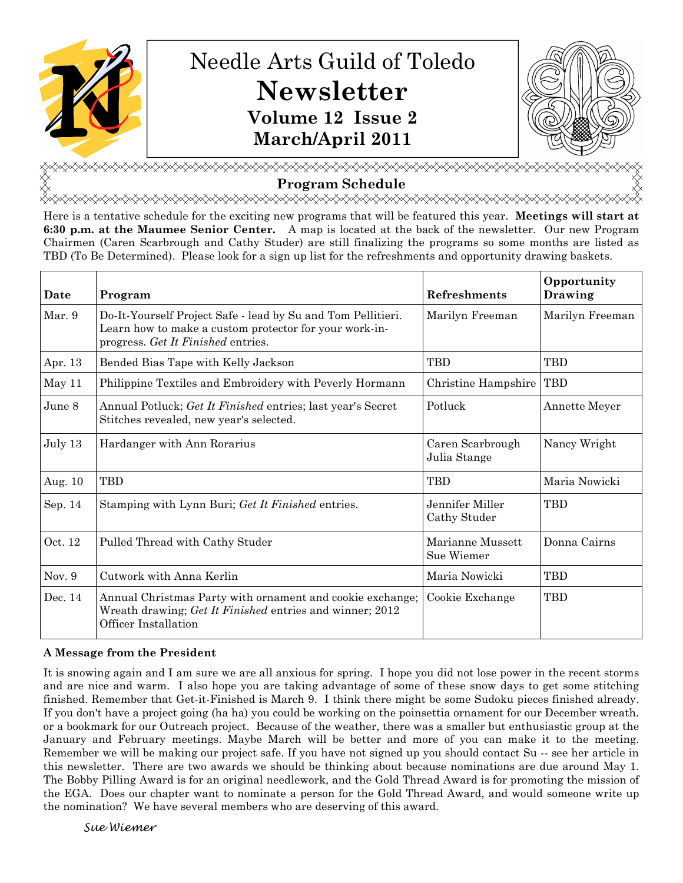# Needle Arts Guild of Toledo

# Newsletter

## Volume 12 Issue 2

## March/April 2011

## Program Schedule

Here is a tentative schedule for the exciting new programs that will be featured this year. **Meetings will start at 6:30 p.m. at the Maumee Senior Center.** A map is located at the back of the newsletter. Our new Program Chairmen (Caren Scarbrough and Cathy Studer) are still finalizing the programs so some months are listed as TBD (To Be Determined). Please look for a sign up list for the refreshments and opportunity drawing baskets.

| Date | Program | Refreshments | Opportunity Drawing |
|---|---|---|---|
| Mar. 9 | Do-It-Yourself Project Safe - lead by Su and Tom Pellitieri. Learn how to make a custom protector for your work-in-progress. *Get It Finished* entries. | Marilyn Freeman | Marilyn Freeman |
| Apr. 13 | Bended Bias Tape with Kelly Jackson | TBD | TBD |
| May 11 | Philippine Textiles and Embroidery with Peverly Hormann | Christine Hampshire | TBD |
| June 8 | Annual Potluck; *Get It Finished* entries; last year's Secret Stitches revealed, new year's selected. | Potluck | Annette Meyer |
| July 13 | Hardanger with Ann Rorarius | Caren Scarbrough<br>Julia Stange | Nancy Wright |
| Aug. 10 | TBD | TBD | Maria Nowicki |
| Sep. 14 | Stamping with Lynn Buri; *Get It Finished* entries. | Jennifer Miller<br>Cathy Studer | TBD |
| Oct. 12 | Pulled Thread with Cathy Studer | Marianne Mussett<br>Sue Wiemer | Donna Cairns |
| Nov. 9 | Cutwork with Anna Kerlin | Maria Nowicki | TBD |
| Dec. 14 | Annual Christmas Party with ornament and cookie exchange; Wreath drawing; *Get It Finished* entries and winner; 2012 Officer Installation | Cookie Exchange | TBD |

### A Message from the President

It is snowing again and I am sure we are all anxious for spring. I hope you did not lose power in the recent storms and are nice and warm. I also hope you are taking advantage of some of these snow days to get some stitching finished. Remember that Get-it-Finished is March 9. I think there might be some Sudoku pieces finished already. If you don't have a project going (ha ha) you could be working on the poinsettia ornament for our December wreath. or a bookmark for our Outreach project. Because of the weather, there was a smaller but enthusiastic group at the January and February meetings. Maybe March will be better and more of you can make it to the meeting. Remember we will be making our project safe. If you have not signed up you should contact Su -- see her article in this newsletter. There are two awards we should be thinking about because nominations are due around May 1. The Bobby Pilling Award is for an original needlework, and the Gold Thread Award is for promoting the mission of the EGA. Does our chapter want to nominate a person for the Gold Thread Award, and would someone write up the nomination? We have several members who are deserving of this award.

*Sue Wiemer*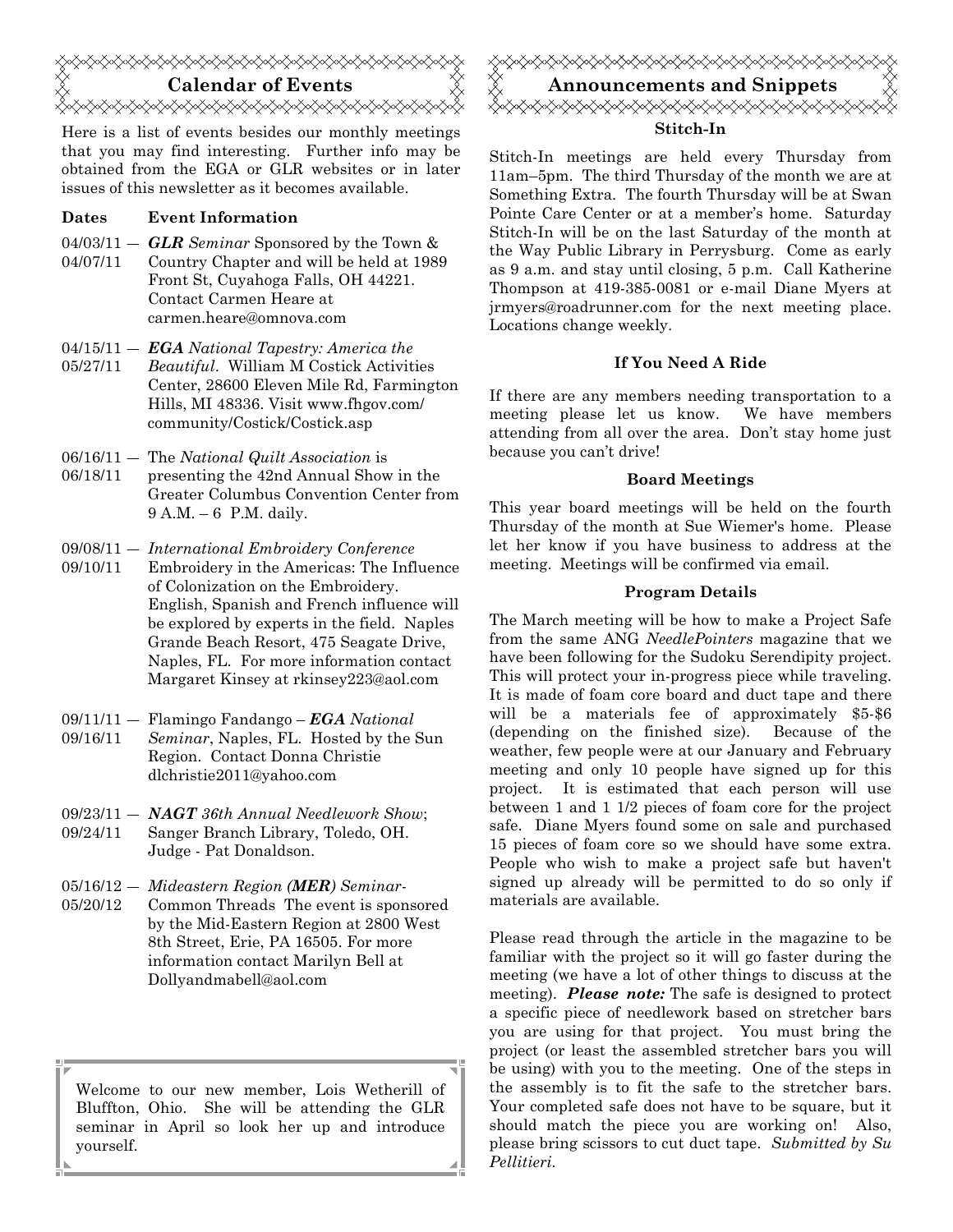## Calendar of Events

Here is a list of events besides our monthly meetings that you may find interesting. Further info may be obtained from the EGA or GLR websites or in later issues of this newsletter as it becomes available.

| Dates | Event Information |
|---|---|
| 04/03/11 — 04/07/11 | ***GLR** Seminar* Sponsored by the Town & Country Chapter and will be held at 1989 Front St, Cuyahoga Falls, OH 44221. Contact Carmen Heare at carmen.heare@omnova.com |
| 04/15/11 — 05/27/11 | ***EGA** National Tapestry: America the Beautiful*. William M Costick Activities Center, 28600 Eleven Mile Rd, Farmington Hills, MI 48336. Visit www.fhgov.com/community/Costick/Costick.asp |
| 06/16/11 — 06/18/11 | The *National Quilt Association* is presenting the 42nd Annual Show in the Greater Columbus Convention Center from 9 A.M. – 6 P.M. daily. |
| 09/08/11 — 09/10/11 | *International Embroidery Conference* Embroidery in the Americas: The Influence of Colonization on the Embroidery. English, Spanish and French influence will be explored by experts in the field. Naples Grande Beach Resort, 475 Seagate Drive, Naples, FL. For more information contact Margaret Kinsey at rkinsey223@aol.com |
| 09/11/11 — 09/16/11 | Flamingo Fandango – ***EGA** National Seminar*, Naples, FL. Hosted by the Sun Region. Contact Donna Christie dlchristie2011@yahoo.com |
| 09/23/11 — 09/24/11 | ***NAGT** 36th Annual Needlework Show*; Sanger Branch Library, Toledo, OH. Judge - Pat Donaldson. |
| 05/16/12 — 05/20/12 | *Mideastern Region (**MER**) Seminar-* Common Threads The event is sponsored by the Mid-Eastern Region at 2800 West 8th Street, Erie, PA 16505. For more information contact Marilyn Bell at Dollyandmabell@aol.com |

Welcome to our new member, Lois Wetherill of Bluffton, Ohio. She will be attending the GLR seminar in April so look her up and introduce yourself.

## Announcements and Snippets

### Stitch-In

Stitch-In meetings are held every Thursday from 11am–5pm. The third Thursday of the month we are at Something Extra. The fourth Thursday will be at Swan Pointe Care Center or at a member's home. Saturday Stitch-In will be on the last Saturday of the month at the Way Public Library in Perrysburg. Come as early as 9 a.m. and stay until closing, 5 p.m. Call Katherine Thompson at 419-385-0081 or e-mail Diane Myers at jrmyers@roadrunner.com for the next meeting place. Locations change weekly.

### If You Need A Ride

If there are any members needing transportation to a meeting please let us know. We have members attending from all over the area. Don't stay home just because you can't drive!

### Board Meetings

This year board meetings will be held on the fourth Thursday of the month at Sue Wiemer's home. Please let her know if you have business to address at the meeting. Meetings will be confirmed via email.

### Program Details

The March meeting will be how to make a Project Safe from the same ANG *NeedlePointers* magazine that we have been following for the Sudoku Serendipity project. This will protect your in-progress piece while traveling. It is made of foam core board and duct tape and there will be a materials fee of approximately $5-$6 (depending on the finished size). Because of the weather, few people were at our January and February meeting and only 10 people have signed up for this project. It is estimated that each person will use between 1 and 1 1/2 pieces of foam core for the project safe. Diane Myers found some on sale and purchased 15 pieces of foam core so we should have some extra. People who wish to make a project safe but haven't signed up already will be permitted to do so only if materials are available.

Please read through the article in the magazine to be familiar with the project so it will go faster during the meeting (we have a lot of other things to discuss at the meeting). ***Please note:*** The safe is designed to protect a specific piece of needlework based on stretcher bars you are using for that project. You must bring the project (or least the assembled stretcher bars you will be using) with you to the meeting. One of the steps in the assembly is to fit the safe to the stretcher bars. Your completed safe does not have to be square, but it should match the piece you are working on! Also, please bring scissors to cut duct tape. *Submitted by Su Pellitieri.*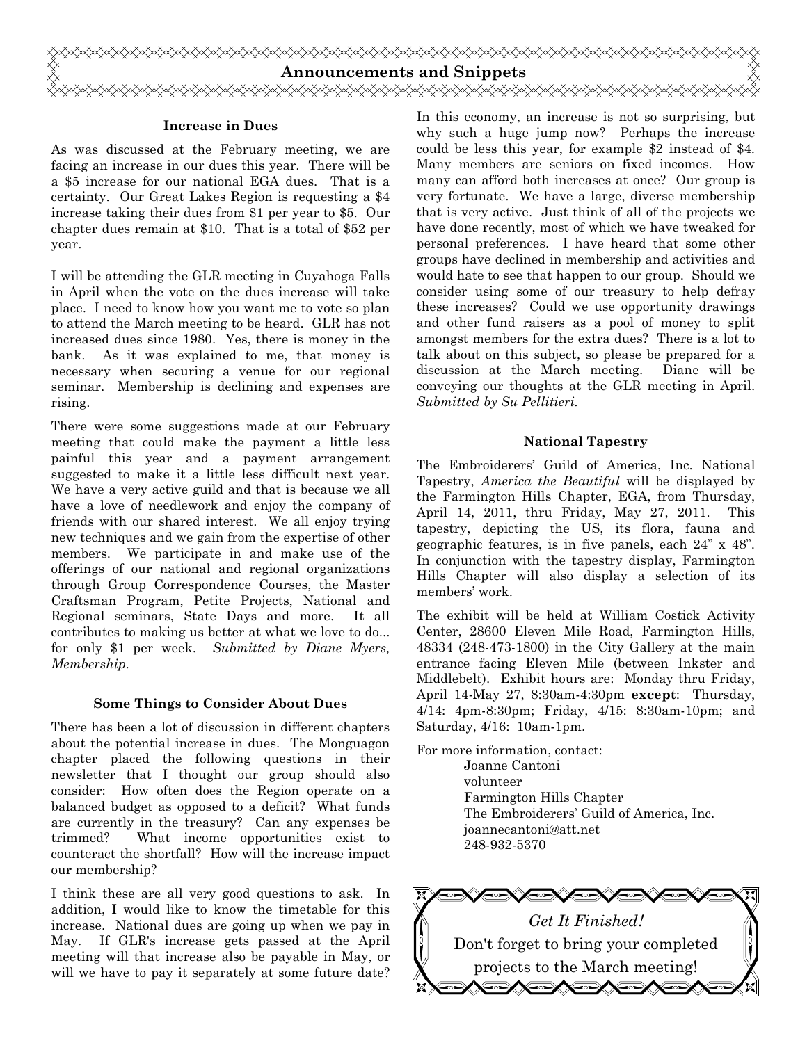## Announcements and Snippets

### Increase in Dues

As was discussed at the February meeting, we are facing an increase in our dues this year. There will be a $5 increase for our national EGA dues. That is a certainty. Our Great Lakes Region is requesting a $4 increase taking their dues from $1 per year to $5. Our chapter dues remain at $10. That is a total of $52 per year.

I will be attending the GLR meeting in Cuyahoga Falls in April when the vote on the dues increase will take place. I need to know how you want me to vote so plan to attend the March meeting to be heard. GLR has not increased dues since 1980. Yes, there is money in the bank. As it was explained to me, that money is necessary when securing a venue for our regional seminar. Membership is declining and expenses are rising.

There were some suggestions made at our February meeting that could make the payment a little less painful this year and a payment arrangement suggested to make it a little less difficult next year. We have a very active guild and that is because we all have a love of needlework and enjoy the company of friends with our shared interest. We all enjoy trying new techniques and we gain from the expertise of other members. We participate in and make use of the offerings of our national and regional organizations through Group Correspondence Courses, the Master Craftsman Program, Petite Projects, National and Regional seminars, State Days and more. It all contributes to making us better at what we love to do... for only $1 per week. *Submitted by Diane Myers, Membership.*

### Some Things to Consider About Dues

There has been a lot of discussion in different chapters about the potential increase in dues. The Monguagon chapter placed the following questions in their newsletter that I thought our group should also consider: How often does the Region operate on a balanced budget as opposed to a deficit? What funds are currently in the treasury? Can any expenses be trimmed? What income opportunities exist to counteract the shortfall? How will the increase impact our membership?

I think these are all very good questions to ask. In addition, I would like to know the timetable for this increase. National dues are going up when we pay in May. If GLR's increase gets passed at the April meeting will that increase also be payable in May, or will we have to pay it separately at some future date? In this economy, an increase is not so surprising, but why such a huge jump now? Perhaps the increase could be less this year, for example $2 instead of $4. Many members are seniors on fixed incomes. How many can afford both increases at once? Our group is very fortunate. We have a large, diverse membership that is very active. Just think of all of the projects we have done recently, most of which we have tweaked for personal preferences. I have heard that some other groups have declined in membership and activities and would hate to see that happen to our group. Should we consider using some of our treasury to help defray these increases? Could we use opportunity drawings and other fund raisers as a pool of money to split amongst members for the extra dues? There is a lot to talk about on this subject, so please be prepared for a discussion at the March meeting. Diane will be conveying our thoughts at the GLR meeting in April. *Submitted by Su Pellitieri.*

### National Tapestry

The Embroiderers' Guild of America, Inc. National Tapestry, *America the Beautiful* will be displayed by the Farmington Hills Chapter, EGA, from Thursday, April 14, 2011, thru Friday, May 27, 2011. This tapestry, depicting the US, its flora, fauna and geographic features, is in five panels, each 24" x 48". In conjunction with the tapestry display, Farmington Hills Chapter will also display a selection of its members' work.

The exhibit will be held at William Costick Activity Center, 28600 Eleven Mile Road, Farmington Hills, 48334 (248-473-1800) in the City Gallery at the main entrance facing Eleven Mile (between Inkster and Middlebelt). Exhibit hours are: Monday thru Friday, April 14-May 27, 8:30am-4:30pm **except**: Thursday, 4/14: 4pm-8:30pm; Friday, 4/15: 8:30am-10pm; and Saturday, 4/16: 10am-1pm.

For more information, contact:

Joanne Cantoni
volunteer
Farmington Hills Chapter
The Embroiderers' Guild of America, Inc.
joannecantoni@att.net
248-932-5370

*Get It Finished!*
Don't forget to bring your completed projects to the March meeting!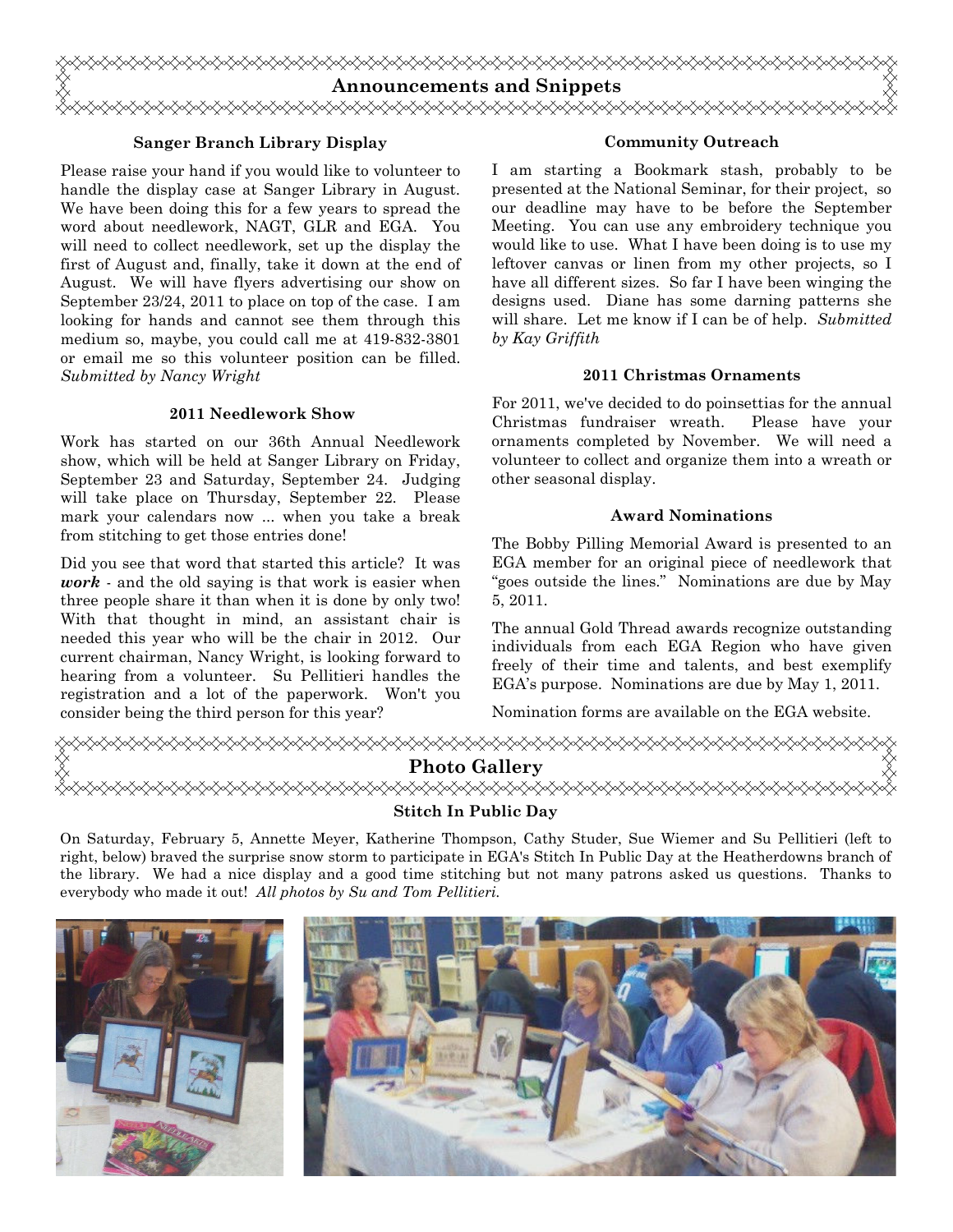## Announcements and Snippets

### Sanger Branch Library Display

Please raise your hand if you would like to volunteer to handle the display case at Sanger Library in August. We have been doing this for a few years to spread the word about needlework, NAGT, GLR and EGA. You will need to collect needlework, set up the display the first of August and, finally, take it down at the end of August. We will have flyers advertising our show on September 23/24, 2011 to place on top of the case. I am looking for hands and cannot see them through this medium so, maybe, you could call me at 419-832-3801 or email me so this volunteer position can be filled. *Submitted by Nancy Wright*

### 2011 Needlework Show

Work has started on our 36th Annual Needlework show, which will be held at Sanger Library on Friday, September 23 and Saturday, September 24. Judging will take place on Thursday, September 22. Please mark your calendars now ... when you take a break from stitching to get those entries done!

Did you see that word that started this article? It was ***work*** - and the old saying is that work is easier when three people share it than when it is done by only two! With that thought in mind, an assistant chair is needed this year who will be the chair in 2012. Our current chairman, Nancy Wright, is looking forward to hearing from a volunteer. Su Pellitieri handles the registration and a lot of the paperwork. Won't you consider being the third person for this year?

### Community Outreach

I am starting a Bookmark stash, probably to be presented at the National Seminar, for their project, so our deadline may have to be before the September Meeting. You can use any embroidery technique you would like to use. What I have been doing is to use my leftover canvas or linen from my other projects, so I have all different sizes. So far I have been winging the designs used. Diane has some darning patterns she will share. Let me know if I can be of help. *Submitted by Kay Griffith*

### 2011 Christmas Ornaments

For 2011, we've decided to do poinsettias for the annual Christmas fundraiser wreath. Please have your ornaments completed by November. We will need a volunteer to collect and organize them into a wreath or other seasonal display.

### Award Nominations

The Bobby Pilling Memorial Award is presented to an EGA member for an original piece of needlework that "goes outside the lines." Nominations are due by May 5, 2011.

The annual Gold Thread awards recognize outstanding individuals from each EGA Region who have given freely of their time and talents, and best exemplify EGA's purpose. Nominations are due by May 1, 2011.

Nomination forms are available on the EGA website.

## Photo Gallery

### Stitch In Public Day

On Saturday, February 5, Annette Meyer, Katherine Thompson, Cathy Studer, Sue Wiemer and Su Pellitieri (left to right, below) braved the surprise snow storm to participate in EGA's Stitch In Public Day at the Heatherdowns branch of the library. We had a nice display and a good time stitching but not many patrons asked us questions. Thanks to everybody who made it out! *All photos by Su and Tom Pellitieri.*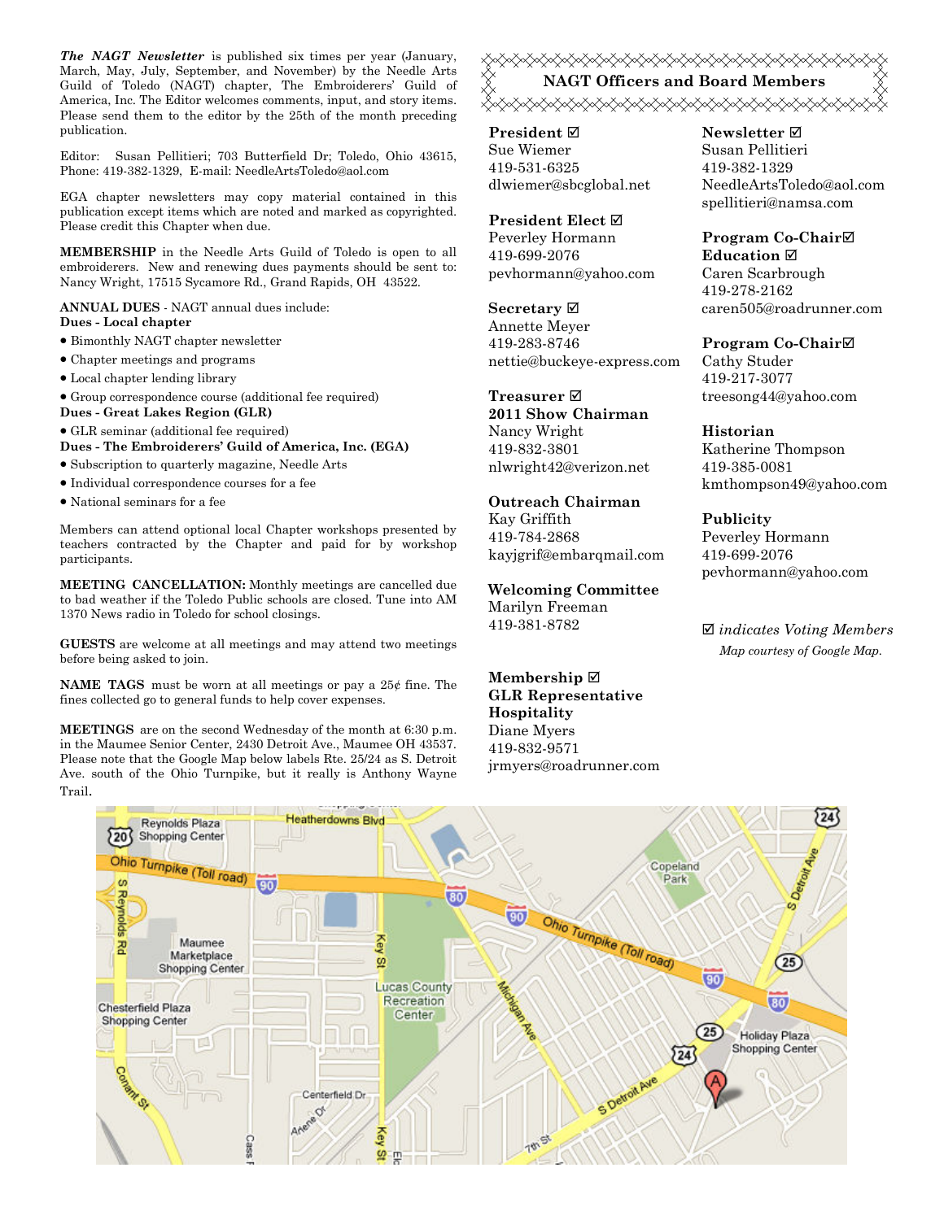***The NAGT Newsletter*** is published six times per year (January, March, May, July, September, and November) by the Needle Arts Guild of Toledo (NAGT) chapter, The Embroiderers' Guild of America, Inc. The Editor welcomes comments, input, and story items. Please send them to the editor by the 25th of the month preceding publication.

Editor: Susan Pellitieri; 703 Betterfield Dr; Toledo, Ohio 43615, Phone: 419-382-1329, E-mail: NeedleArtsToledo@aol.com

EGA chapter newsletters may copy material contained in this publication except items which are noted and marked as copyrighted. Please credit this Chapter when due.

**MEMBERSHIP** in the Needle Arts Guild of Toledo is open to all embroiderers. New and renewing dues payments should be sent to: Nancy Wright, 17515 Sycamore Rd., Grand Rapids, OH 43522.

**ANNUAL DUES** - NAGT annual dues include:

**Dues - Local chapter**

- Bimonthly NAGT chapter newsletter
- Chapter meetings and programs
- Local chapter lending library
- Group correspondence course (additional fee required)

**Dues - Great Lakes Region (GLR)**

- GLR seminar (additional fee required)

**Dues - The Embroiderers' Guild of America, Inc. (EGA)**

- Subscription to quarterly magazine, Needle Arts
- Individual correspondence courses for a fee
- National seminars for a fee

Members can attend optional local Chapter workshops presented by teachers contracted by the Chapter and paid for by workshop participants.

**MEETING CANCELLATION:** Monthly meetings are cancelled due to bad weather if the Toledo Public schools are closed. Tune into AM 1370 News radio in Toledo for school closings.

**GUESTS** are welcome at all meetings and may attend two meetings before being asked to join.

**NAME TAGS** must be worn at all meetings or pay a 25¢ fine. The fines collected go to general funds to help cover expenses.

**MEETINGS** are on the second Wednesday of the month at 6:30 p.m. in the Maumee Senior Center, 2430 Detroit Ave., Maumee OH 43537. Please note that the Google Map below labels Rte. 25/24 as S. Detroit Ave. south of the Ohio Turnpike, but it really is Anthony Wayne Trail.

## NAGT Officers and Board Members

**President ☑**
Sue Wiemer
419-531-6325
dlwiemer@sbcglobal.net

**President Elect ☑**
Peverley Hormann
419-699-2076
pevhormann@yahoo.com

**Secretary ☑**
Annette Meyer
419-283-8746
nettie@buckeye-express.com

**Treasurer ☑**
**2011 Show Chairman**
Nancy Wright
419-832-3801
nlwright42@verizon.net

**Outreach Chairman**
Kay Griffith
419-784-2868
kayjgrif@embarqmail.com

**Welcoming Committee**
Marilyn Freeman
419-381-8782

**Membership ☑**
**GLR Representative**
**Hospitality**
Diane Myers
419-832-9571
jrmyers@roadrunner.com

**Newsletter ☑**
Susan Pellitieri
419-382-1329
NeedleArtsToledo@aol.com
spellitieri@namsa.com

**Program Co-Chair☑**
**Education ☑**
Caren Scarbrough
419-278-2162
caren505@roadrunner.com

**Program Co-Chair☑**
Cathy Studer
419-217-3077
treesong44@yahoo.com

**Historian**
Katherine Thompson
419-385-0081
kmthompson49@yahoo.com

**Publicity**
Peverley Hormann
419-699-2076
pevhormann@yahoo.com

☑ *indicates Voting Members*

*Map courtesy of Google Map.*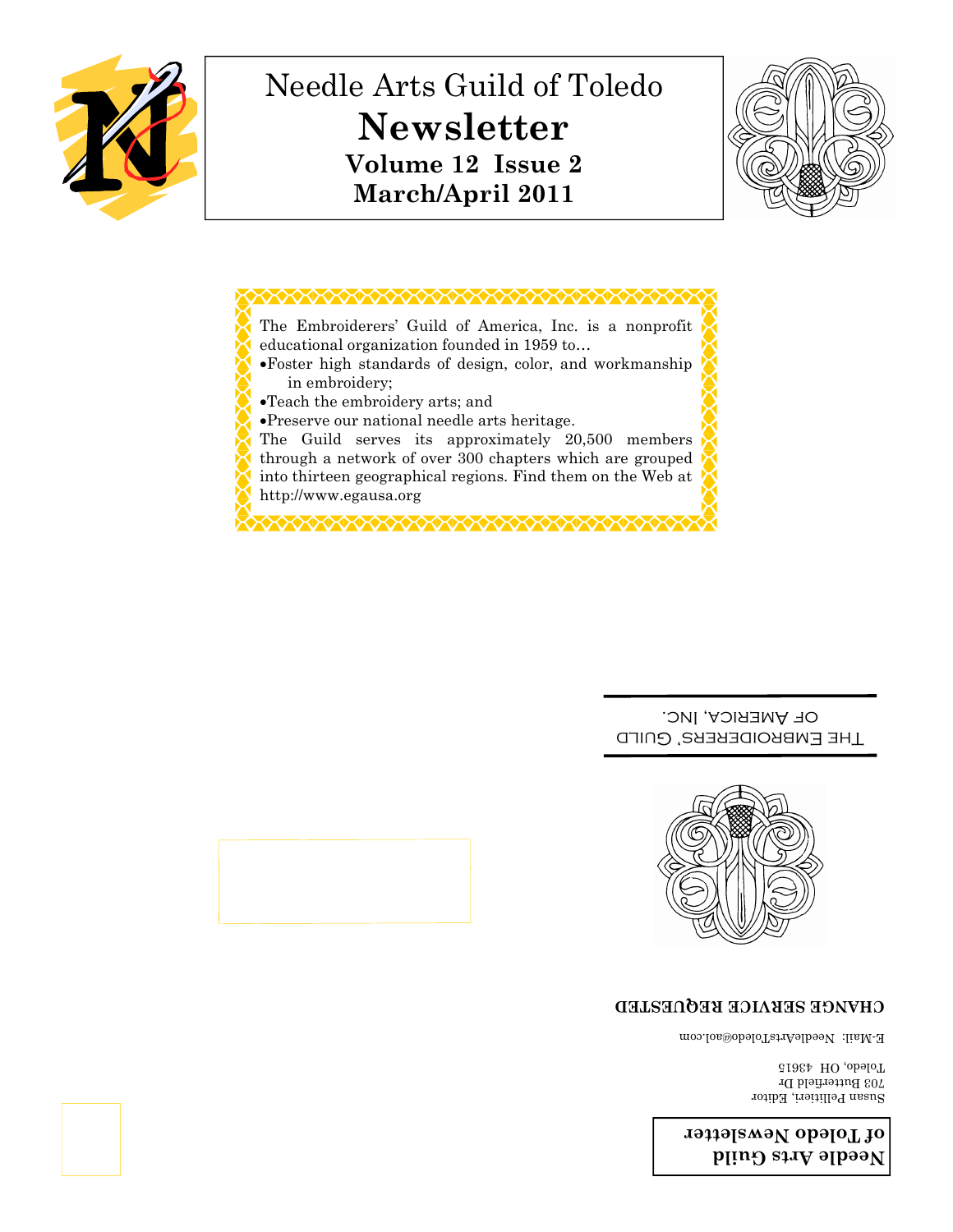# Needle Arts Guild of Toledo

# Newsletter

## Volume 12 Issue 2

## March/April 2011

The Embroiderers' Guild of America, Inc. is a nonprofit educational organization founded in 1959 to…

- Foster high standards of design, color, and workmanship in embroidery;
- Teach the embroidery arts; and
- Preserve our national needle arts heritage.

The Guild serves its approximately 20,500 members through a network of over 300 chapters which are grouped into thirteen geographical regions. Find them on the Web at http://www.egausa.org

THE EMBROIDERERS' GUILD
OF AMERICA, INC.

**CHANGE SERVICE REQUESTED**

E-Mail: NeedleArtsToledo@aol.com

Toledo, OH 43615
703 Butterfield Dr
Susan Pellitieri, Editor

**Needle Arts Guild of Toledo Newsletter**